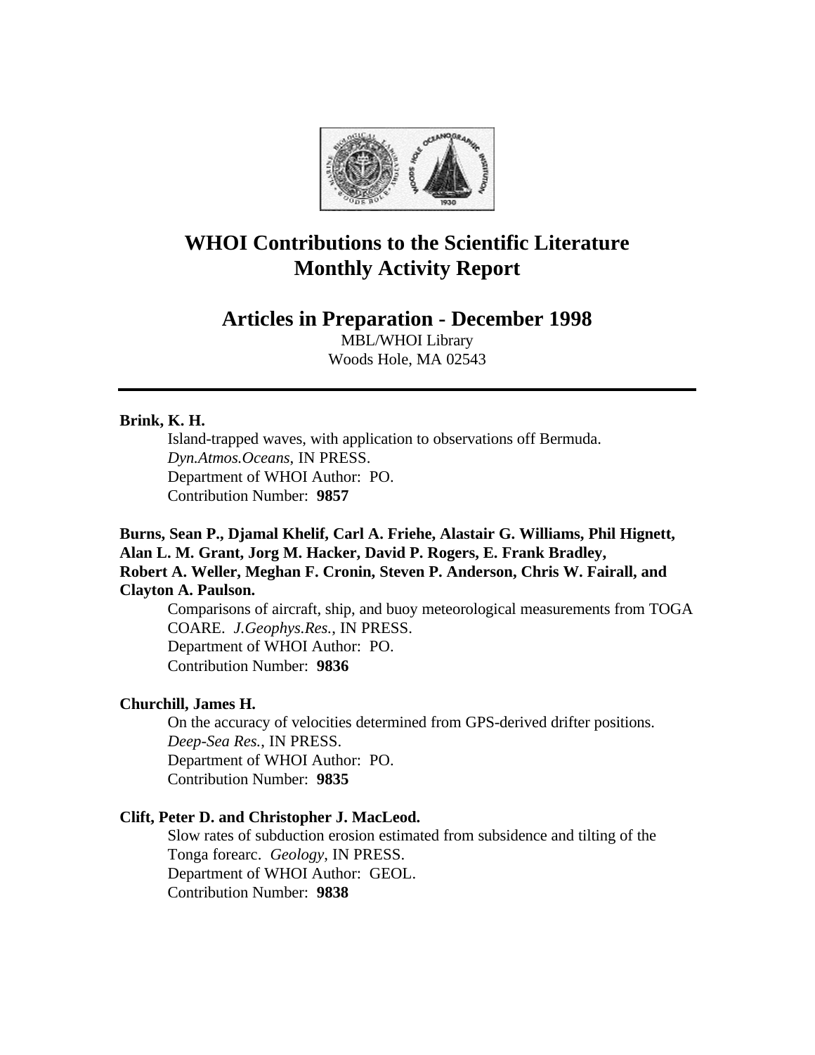# WHOI Contributions to the Scientific Literature
# Monthly Activity Report

## Articles in Preparation - December 1998

MBL/WHOI Library
Woods Hole, MA 02543

---

**Brink, K. H.**

Island-trapped waves, with application to observations off Bermuda. *Dyn.Atmos.Oceans*, IN PRESS.
Department of WHOI Author: PO.
Contribution Number: **9857**

**Burns, Sean P., Djamal Khelif, Carl A. Friehe, Alastair G. Williams, Phil Hignett, Alan L. M. Grant, Jorg M. Hacker, David P. Rogers, E. Frank Bradley, Robert A. Weller, Meghan F. Cronin, Steven P. Anderson, Chris W. Fairall, and Clayton A. Paulson.**

Comparisons of aircraft, ship, and buoy meteorological measurements from TOGA COARE. *J.Geophys.Res.*, IN PRESS.
Department of WHOI Author: PO.
Contribution Number: **9836**

**Churchill, James H.**

On the accuracy of velocities determined from GPS-derived drifter positions. *Deep-Sea Res.*, IN PRESS.
Department of WHOI Author: PO.
Contribution Number: **9835**

**Clift, Peter D. and Christopher J. MacLeod.**

Slow rates of subduction erosion estimated from subsidence and tilting of the Tonga forearc. *Geology*, IN PRESS.
Department of WHOI Author: GEOL.
Contribution Number: **9838**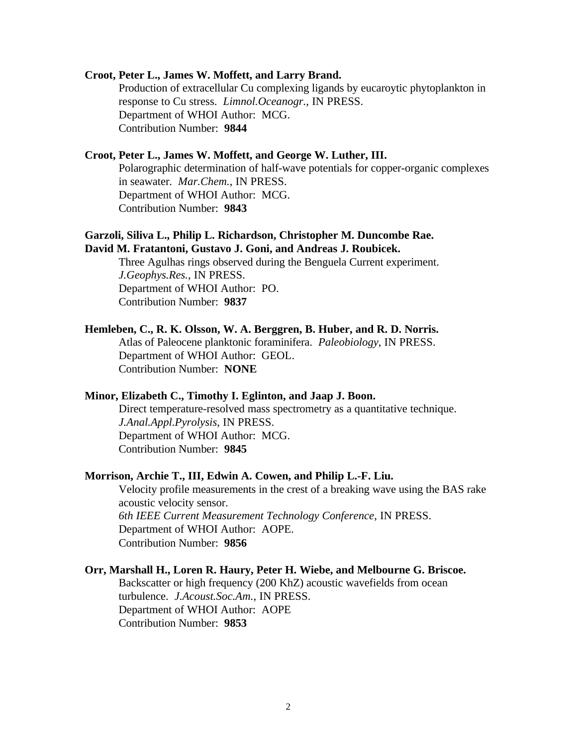**Croot, Peter L., James W. Moffett, and Larry Brand.**
Production of extracellular Cu complexing ligands by eucaroytic phytoplankton in response to Cu stress. *Limnol.Oceanogr.*, IN PRESS.
Department of WHOI Author: MCG.
Contribution Number: **9844**

**Croot, Peter L., James W. Moffett, and George W. Luther, III.**
Polarographic determination of half-wave potentials for copper-organic complexes in seawater. *Mar.Chem.*, IN PRESS.
Department of WHOI Author: MCG.
Contribution Number: **9843**

**Garzoli, Siliva L., Philip L. Richardson, Christopher M. Duncombe Rae. David M. Fratantoni, Gustavo J. Goni, and Andreas J. Roubicek.**
Three Agulhas rings observed during the Benguela Current experiment. *J.Geophys.Res.*, IN PRESS.
Department of WHOI Author: PO.
Contribution Number: **9837**

**Hemleben, C., R. K. Olsson, W. A. Berggren, B. Huber, and R. D. Norris.**
Atlas of Paleocene planktonic foraminifera. *Paleobiology*, IN PRESS.
Department of WHOI Author: GEOL.
Contribution Number: **NONE**

**Minor, Elizabeth C., Timothy I. Eglinton, and Jaap J. Boon.**
Direct temperature-resolved mass spectrometry as a quantitative technique. *J.Anal.Appl.Pyrolysis*, IN PRESS.
Department of WHOI Author: MCG.
Contribution Number: **9845**

**Morrison, Archie T., III, Edwin A. Cowen, and Philip L.-F. Liu.**
Velocity profile measurements in the crest of a breaking wave using the BAS rake acoustic velocity sensor.
*6th IEEE Current Measurement Technology Conference*, IN PRESS.
Department of WHOI Author: AOPE.
Contribution Number: **9856**

**Orr, Marshall H., Loren R. Haury, Peter H. Wiebe, and Melbourne G. Briscoe.**
Backscatter or high frequency (200 KhZ) acoustic wavefields from ocean turbulence. *J.Acoust.Soc.Am.*, IN PRESS.
Department of WHOI Author: AOPE
Contribution Number: **9853**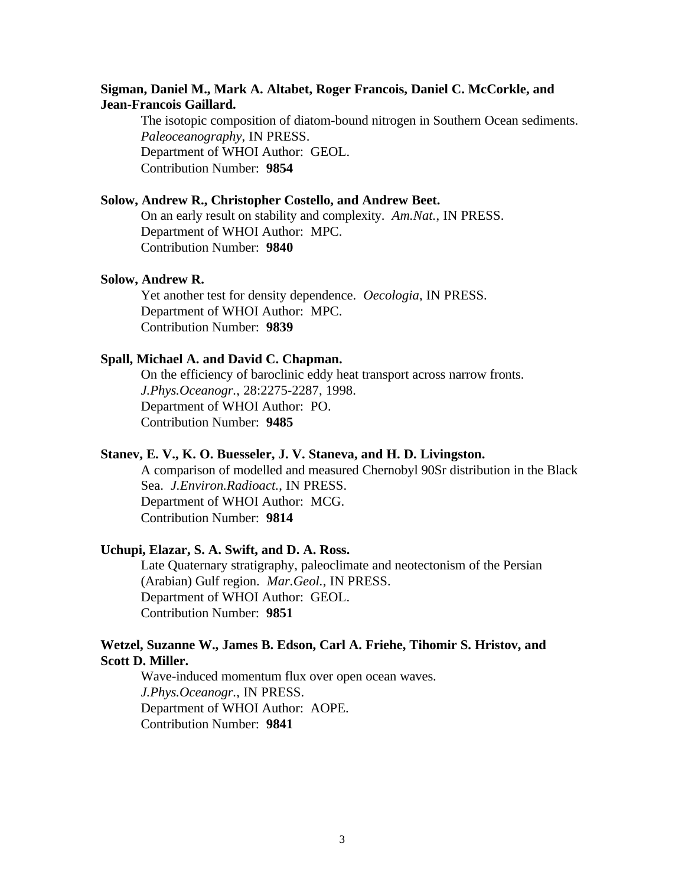**Sigman, Daniel M., Mark A. Altabet, Roger Francois, Daniel C. McCorkle, and Jean-Francois Gaillard.**

The isotopic composition of diatom-bound nitrogen in Southern Ocean sediments. *Paleoceanography*, IN PRESS.
Department of WHOI Author: GEOL.
Contribution Number: **9854**

**Solow, Andrew R., Christopher Costello, and Andrew Beet.**

On an early result on stability and complexity. *Am.Nat.*, IN PRESS.
Department of WHOI Author: MPC.
Contribution Number: **9840**

**Solow, Andrew R.**

Yet another test for density dependence. *Oecologia*, IN PRESS.
Department of WHOI Author: MPC.
Contribution Number: **9839**

**Spall, Michael A. and David C. Chapman.**

On the efficiency of baroclinic eddy heat transport across narrow fronts. *J.Phys.Oceanogr.*, 28:2275-2287, 1998.
Department of WHOI Author: PO.
Contribution Number: **9485**

**Stanev, E. V., K. O. Buesseler, J. V. Staneva, and H. D. Livingston.**

A comparison of modelled and measured Chernobyl 90Sr distribution in the Black Sea. *J.Environ.Radioact.*, IN PRESS.
Department of WHOI Author: MCG.
Contribution Number: **9814**

**Uchupi, Elazar, S. A. Swift, and D. A. Ross.**

Late Quaternary stratigraphy, paleoclimate and neotectonism of the Persian (Arabian) Gulf region. *Mar.Geol.*, IN PRESS.
Department of WHOI Author: GEOL.
Contribution Number: **9851**

**Wetzel, Suzanne W., James B. Edson, Carl A. Friehe, Tihomir S. Hristov, and Scott D. Miller.**

Wave-induced momentum flux over open ocean waves. *J.Phys.Oceanogr.*, IN PRESS.
Department of WHOI Author: AOPE.
Contribution Number: **9841**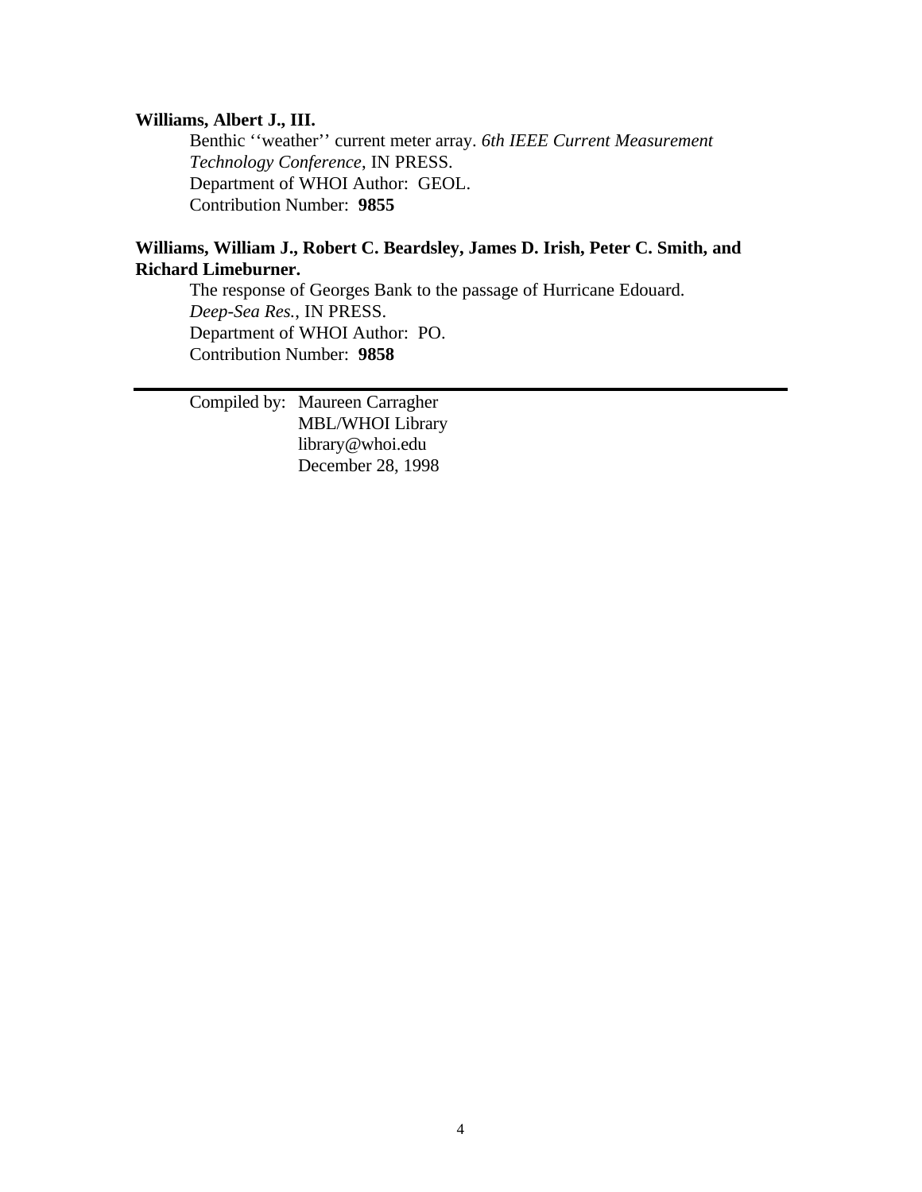**Williams, Albert J., III.**

Benthic ‘‘weather’’ current meter array. *6th IEEE Current Measurement Technology Conference*, IN PRESS.
Department of WHOI Author: GEOL.
Contribution Number: **9855**

**Williams, William J., Robert C. Beardsley, James D. Irish, Peter C. Smith, and Richard Limeburner.**

The response of Georges Bank to the passage of Hurricane Edouard. *Deep-Sea Res.*, IN PRESS.
Department of WHOI Author: PO.
Contribution Number: **9858**

---

Compiled by: Maureen Carragher
MBL/WHOI Library
library@whoi.edu
December 28, 1998